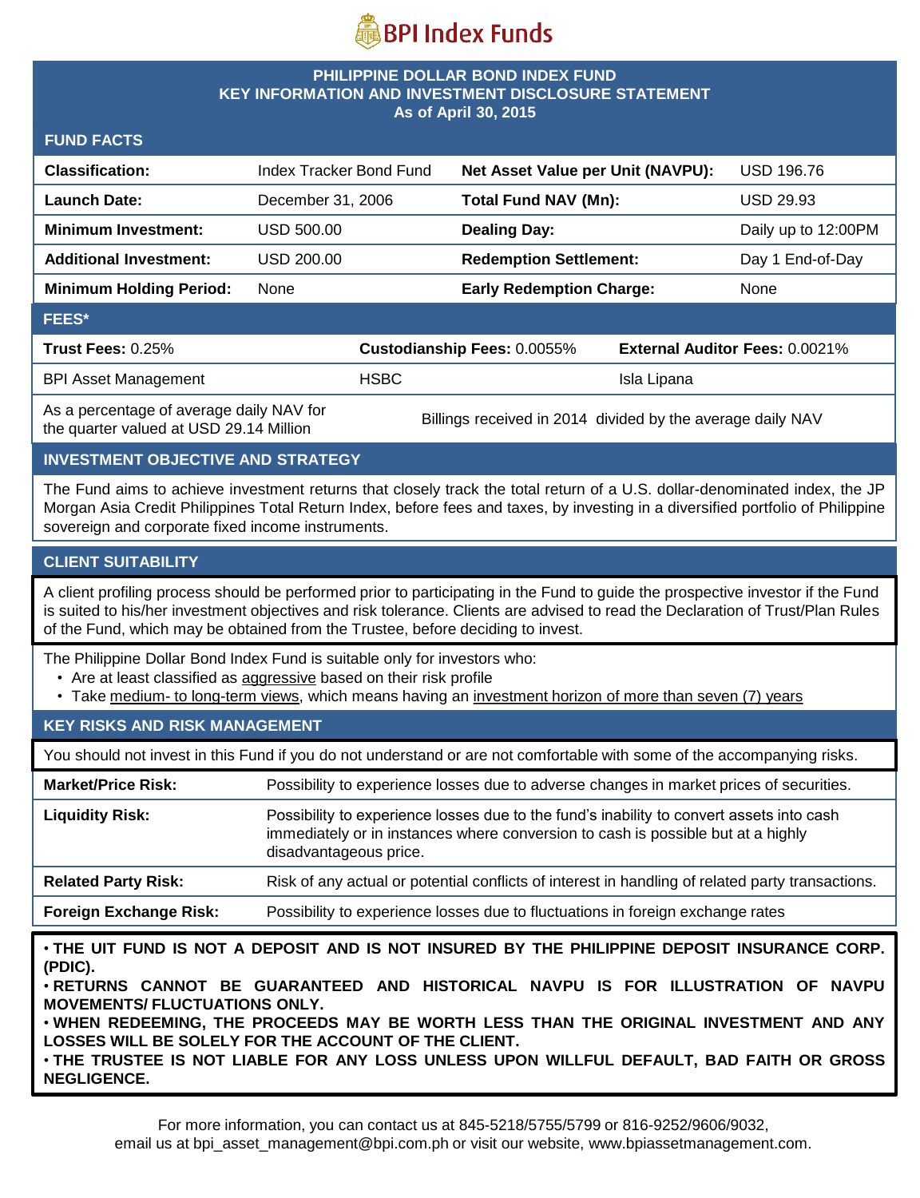# BPI Index Funds

## PHILIPPINE DOLLAR BOND INDEX FUND
## KEY INFORMATION AND INVESTMENT DISCLOSURE STATEMENT
### As of April 30, 2015

### FUND FACTS

| | | | |
|---|---|---|---|
| **Classification:** | Index Tracker Bond Fund | **Net Asset Value per Unit (NAVPU):** | USD 196.76 |
| **Launch Date:** | December 31, 2006 | **Total Fund NAV (Mn):** | USD 29.93 |
| **Minimum Investment:** | USD 500.00 | **Dealing Day:** | Daily up to 12:00PM |
| **Additional Investment:** | USD 200.00 | **Redemption Settlement:** | Day 1 End-of-Day |
| **Minimum Holding Period:** | None | **Early Redemption Charge:** | None |

### FEES*

| **Trust Fees:** 0.25% | **Custodianship Fees:** 0.0055% | **External Auditor Fees:** 0.0021% |
|---|---|---|
| BPI Asset Management | HSBC | Isla Lipana |
| As a percentage of average daily NAV for the quarter valued at USD 29.14 Million | Billings received in 2014 divided by the average daily NAV | |

### INVESTMENT OBJECTIVE AND STRATEGY

The Fund aims to achieve investment returns that closely track the total return of a U.S. dollar-denominated index, the JP Morgan Asia Credit Philippines Total Return Index, before fees and taxes, by investing in a diversified portfolio of Philippine sovereign and corporate fixed income instruments.

### CLIENT SUITABILITY

A client profiling process should be performed prior to participating in the Fund to guide the prospective investor if the Fund is suited to his/her investment objectives and risk tolerance. Clients are advised to read the Declaration of Trust/Plan Rules of the Fund, which may be obtained from the Trustee, before deciding to invest.

The Philippine Dollar Bond Index Fund is suitable only for investors who:

- Are at least classified as aggressive based on their risk profile
- Take medium- to long-term views, which means having an investment horizon of more than seven (7) years

### KEY RISKS AND RISK MANAGEMENT

You should not invest in this Fund if you do not understand or are not comfortable with some of the accompanying risks.

| | |
|---|---|
| **Market/Price Risk:** | Possibility to experience losses due to adverse changes in market prices of securities. |
| **Liquidity Risk:** | Possibility to experience losses due to the fund's inability to convert assets into cash immediately or in instances where conversion to cash is possible but at a highly disadvantageous price. |
| **Related Party Risk:** | Risk of any actual or potential conflicts of interest in handling of related party transactions. |
| **Foreign Exchange Risk:** | Possibility to experience losses due to fluctuations in foreign exchange rates |

**• THE UIT FUND IS NOT A DEPOSIT AND IS NOT INSURED BY THE PHILIPPINE DEPOSIT INSURANCE CORP. (PDIC).**
**• RETURNS CANNOT BE GUARANTEED AND HISTORICAL NAVPU IS FOR ILLUSTRATION OF NAVPU MOVEMENTS/ FLUCTUATIONS ONLY.**
**• WHEN REDEEMING, THE PROCEEDS MAY BE WORTH LESS THAN THE ORIGINAL INVESTMENT AND ANY LOSSES WILL BE SOLELY FOR THE ACCOUNT OF THE CLIENT.**
**• THE TRUSTEE IS NOT LIABLE FOR ANY LOSS UNLESS UPON WILLFUL DEFAULT, BAD FAITH OR GROSS NEGLIGENCE.**

For more information, you can contact us at 845-5218/5755/5799 or 816-9252/9606/9032, email us at bpi_asset_management@bpi.com.ph or visit our website, www.bpiassetmanagement.com.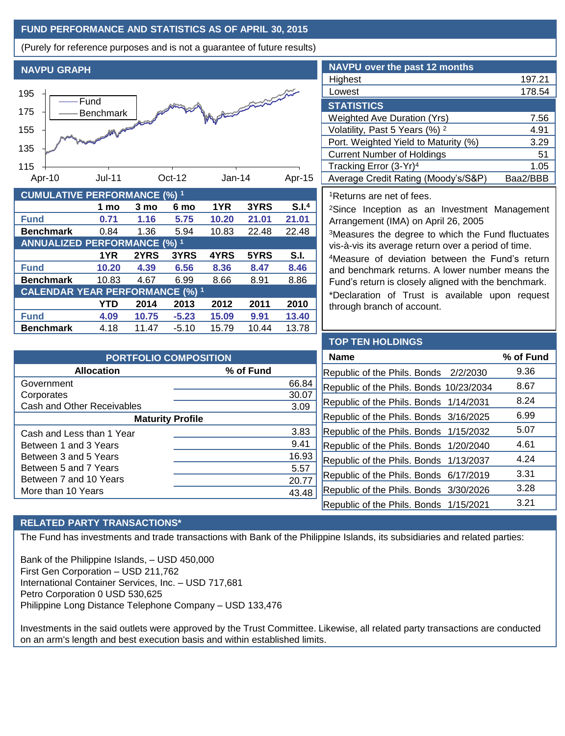## FUND PERFORMANCE AND STATISTICS AS OF APRIL 30, 2015

(Purely for reference purposes and is not a guarantee of future results)

### NAVPU GRAPH

Fund / Benchmark

195, 175, 155, 135, 115

Apr-10, Jul-11, Oct-12, Jan-14, Apr-15

### NAVPU over the past 12 months

| | |
|---|---|
| Highest | 197.21 |
| Lowest | 178.54 |

### STATISTICS

| | |
|---|---|
| Weighted Ave Duration (Yrs) | 7.56 |
| Volatility, Past 5 Years (%) [2] | 4.91 |
| Port. Weighted Yield to Maturity (%) | 3.29 |
| Current Number of Holdings | 51 |
| Tracking Error (3-Yr)[4] | 1.05 |
| Average Credit Rating (Moody's/S&P) | Baa2/BBB |

[1]Returns are net of fees.

[2]Since Inception as an Investment Management Arrangement (IMA) on April 26, 2005

[3]Measures the degree to which the Fund fluctuates vis-à-vis its average return over a period of time.

[4]Measure of deviation between the Fund's return and benchmark returns. A lower number means the Fund's return is closely aligned with the benchmark.

*Declaration of Trust is available upon request through branch of account.

### CUMULATIVE PERFORMANCE (%) [1]

| | 1 mo | 3 mo | 6 mo | 1YR | 3YRS | S.I.[4] |
|---|---|---|---|---|---|---|
| **Fund** | **0.71** | **1.16** | **5.75** | **10.20** | **21.01** | **21.01** |
| **Benchmark** | 0.84 | 1.36 | 5.94 | 10.83 | 22.48 | 22.48 |

### ANNUALIZED PERFORMANCE (%) [1]

| | 1YR | 2YRS | 3YRS | 4YRS | 5YRS | S.I. |
|---|---|---|---|---|---|---|
| **Fund** | **10.20** | **4.39** | **6.56** | **8.36** | **8.47** | **8.46** |
| **Benchmark** | 10.83 | 4.67 | 6.99 | 8.66 | 8.91 | 8.86 |

### CALENDAR YEAR PERFORMANCE (%) [1]

| | YTD | 2014 | 2013 | 2012 | 2011 | 2010 |
|---|---|---|---|---|---|---|
| **Fund** | **4.09** | **10.75** | **-5.23** | **15.09** | **9.91** | **13.40** |
| **Benchmark** | 4.18 | 11.47 | -5.10 | 15.79 | 10.44 | 13.78 |

### PORTFOLIO COMPOSITION

| Allocation | % of Fund |
|---|---|
| Government | 66.84 |
| Corporates | 30.07 |
| Cash and Other Receivables | 3.09 |
| **Maturity Profile** | |
| Cash and Less than 1 Year | 3.83 |
| Between 1 and 3 Years | 9.41 |
| Between 3 and 5 Years | 16.93 |
| Between 5 and 7 Years | 5.57 |
| Between 7 and 10 Years | 20.77 |
| More than 10 Years | 43.48 |

### TOP TEN HOLDINGS

| Name | % of Fund |
|---|---|
| Republic of the Phils. Bonds 2/2/2030 | 9.36 |
| Republic of the Phils. Bonds 10/23/2034 | 8.67 |
| Republic of the Phils. Bonds 1/14/2031 | 8.24 |
| Republic of the Phils. Bonds 3/16/2025 | 6.99 |
| Republic of the Phils. Bonds 1/15/2032 | 5.07 |
| Republic of the Phils. Bonds 1/20/2040 | 4.61 |
| Republic of the Phils. Bonds 1/13/2037 | 4.24 |
| Republic of the Phils. Bonds 6/17/2019 | 3.31 |
| Republic of the Phils. Bonds 3/30/2026 | 3.28 |
| Republic of the Phils. Bonds 1/15/2021 | 3.21 |

### RELATED PARTY TRANSACTIONS*

The Fund has investments and trade transactions with Bank of the Philippine Islands, its subsidiaries and related parties:

Bank of the Philippine Islands, – USD 450,000
First Gen Corporation – USD 211,762
International Container Services, Inc. – USD 717,681
Petro Corporation 0 USD 530,625
Philippine Long Distance Telephone Company – USD 133,476

Investments in the said outlets were approved by the Trust Committee. Likewise, all related party transactions are conducted on an arm's length and best execution basis and within established limits.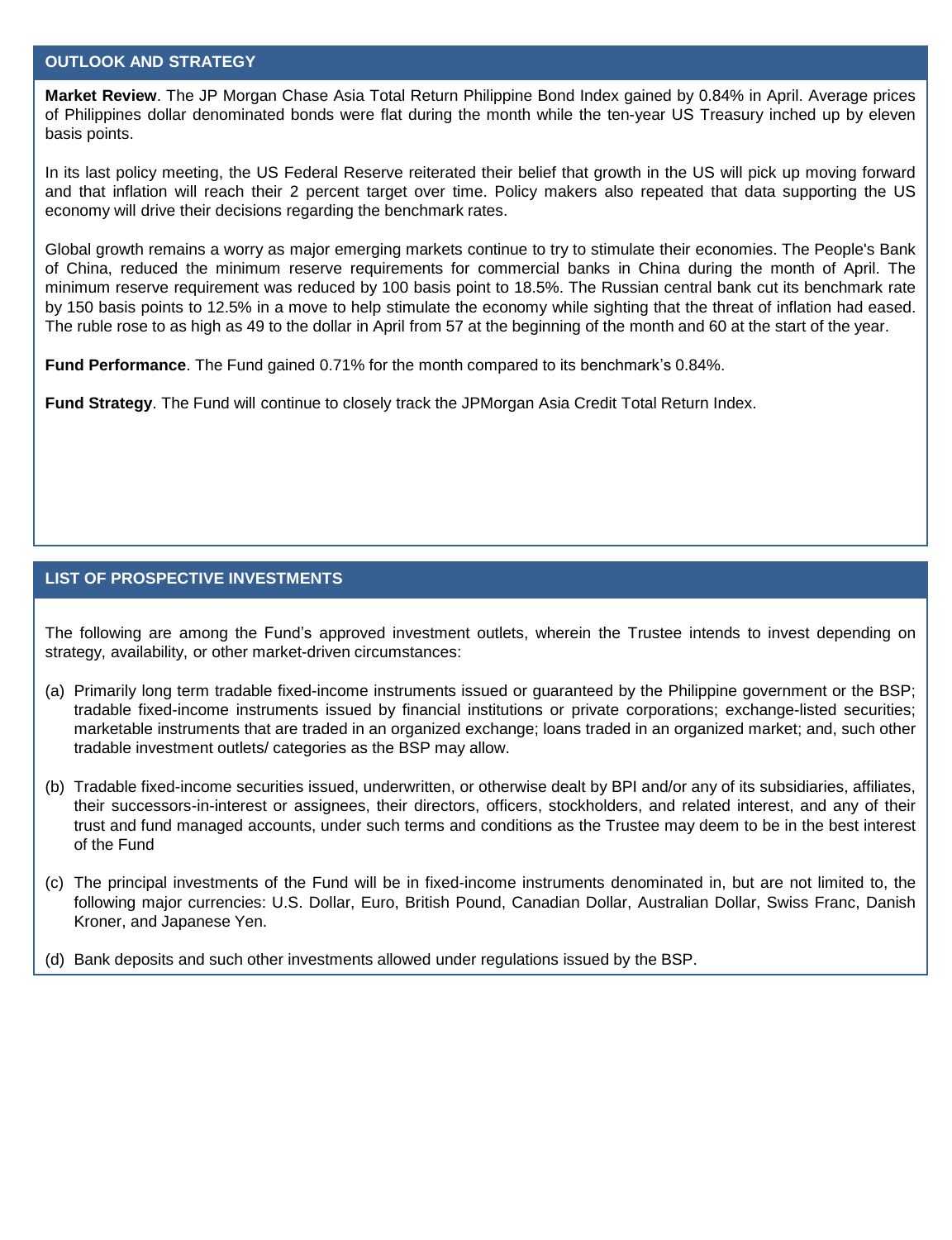## OUTLOOK AND STRATEGY

**Market Review**. The JP Morgan Chase Asia Total Return Philippine Bond Index gained by 0.84% in April. Average prices of Philippines dollar denominated bonds were flat during the month while the ten-year US Treasury inched up by eleven basis points.

In its last policy meeting, the US Federal Reserve reiterated their belief that growth in the US will pick up moving forward and that inflation will reach their 2 percent target over time. Policy makers also repeated that data supporting the US economy will drive their decisions regarding the benchmark rates.

Global growth remains a worry as major emerging markets continue to try to stimulate their economies. The People's Bank of China, reduced the minimum reserve requirements for commercial banks in China during the month of April. The minimum reserve requirement was reduced by 100 basis point to 18.5%. The Russian central bank cut its benchmark rate by 150 basis points to 12.5% in a move to help stimulate the economy while sighting that the threat of inflation had eased. The ruble rose to as high as 49 to the dollar in April from 57 at the beginning of the month and 60 at the start of the year.

**Fund Performance**. The Fund gained 0.71% for the month compared to its benchmark's 0.84%.

**Fund Strategy**. The Fund will continue to closely track the JPMorgan Asia Credit Total Return Index.

## LIST OF PROSPECTIVE INVESTMENTS

The following are among the Fund's approved investment outlets, wherein the Trustee intends to invest depending on strategy, availability, or other market-driven circumstances:

(a) Primarily long term tradable fixed-income instruments issued or guaranteed by the Philippine government or the BSP; tradable fixed-income instruments issued by financial institutions or private corporations; exchange-listed securities; marketable instruments that are traded in an organized exchange; loans traded in an organized market; and, such other tradable investment outlets/ categories as the BSP may allow.

(b) Tradable fixed-income securities issued, underwritten, or otherwise dealt by BPI and/or any of its subsidiaries, affiliates, their successors-in-interest or assignees, their directors, officers, stockholders, and related interest, and any of their trust and fund managed accounts, under such terms and conditions as the Trustee may deem to be in the best interest of the Fund

(c) The principal investments of the Fund will be in fixed-income instruments denominated in, but are not limited to, the following major currencies: U.S. Dollar, Euro, British Pound, Canadian Dollar, Australian Dollar, Swiss Franc, Danish Kroner, and Japanese Yen.

(d) Bank deposits and such other investments allowed under regulations issued by the BSP.